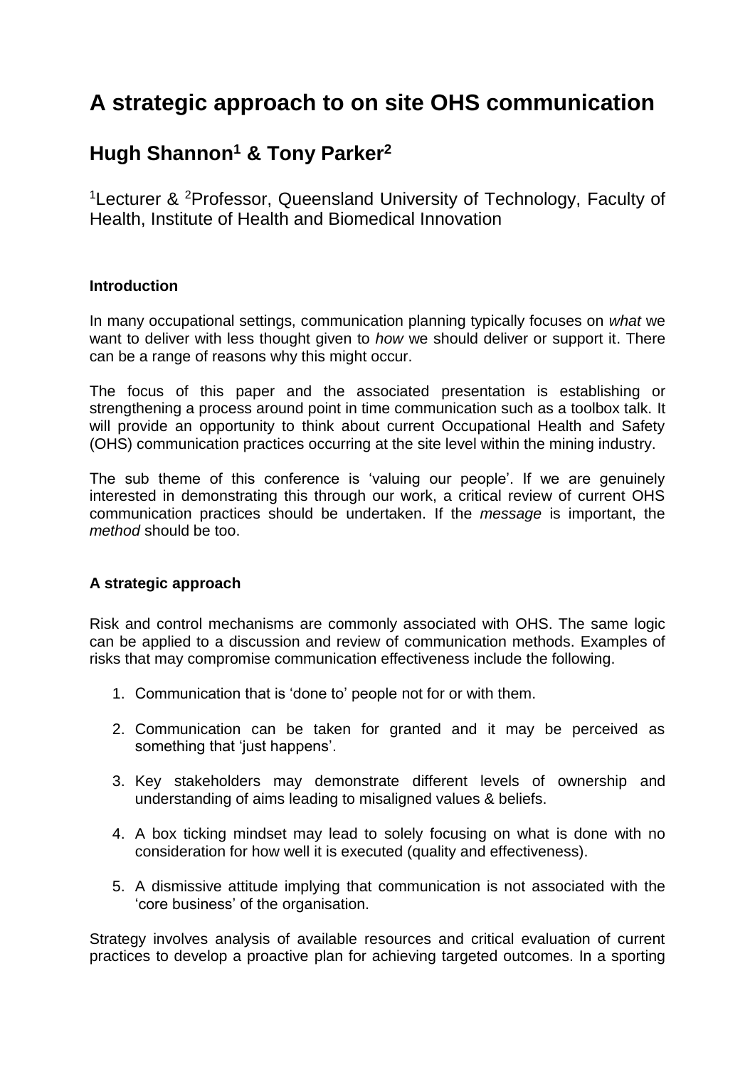# A strategic approach to on site OHS communication

## Hugh Shannon[1] & Tony Parker[2]

[1]Lecturer & [2]Professor, Queensland University of Technology, Faculty of Health, Institute of Health and Biomedical Innovation

**Introduction**

In many occupational settings, communication planning typically focuses on *what* we want to deliver with less thought given to *how* we should deliver or support it. There can be a range of reasons why this might occur.

The focus of this paper and the associated presentation is establishing or strengthening a process around point in time communication such as a toolbox talk. It will provide an opportunity to think about current Occupational Health and Safety (OHS) communication practices occurring at the site level within the mining industry.

The sub theme of this conference is 'valuing our people'. If we are genuinely interested in demonstrating this through our work, a critical review of current OHS communication practices should be undertaken. If the *message* is important, the *method* should be too.

**A strategic approach**

Risk and control mechanisms are commonly associated with OHS. The same logic can be applied to a discussion and review of communication methods. Examples of risks that may compromise communication effectiveness include the following.

1. Communication that is 'done to' people not for or with them.
2. Communication can be taken for granted and it may be perceived as something that 'just happens'.
3. Key stakeholders may demonstrate different levels of ownership and understanding of aims leading to misaligned values & beliefs.
4. A box ticking mindset may lead to solely focusing on what is done with no consideration for how well it is executed (quality and effectiveness).
5. A dismissive attitude implying that communication is not associated with the 'core business' of the organisation.

Strategy involves analysis of available resources and critical evaluation of current practices to develop a proactive plan for achieving targeted outcomes. In a sporting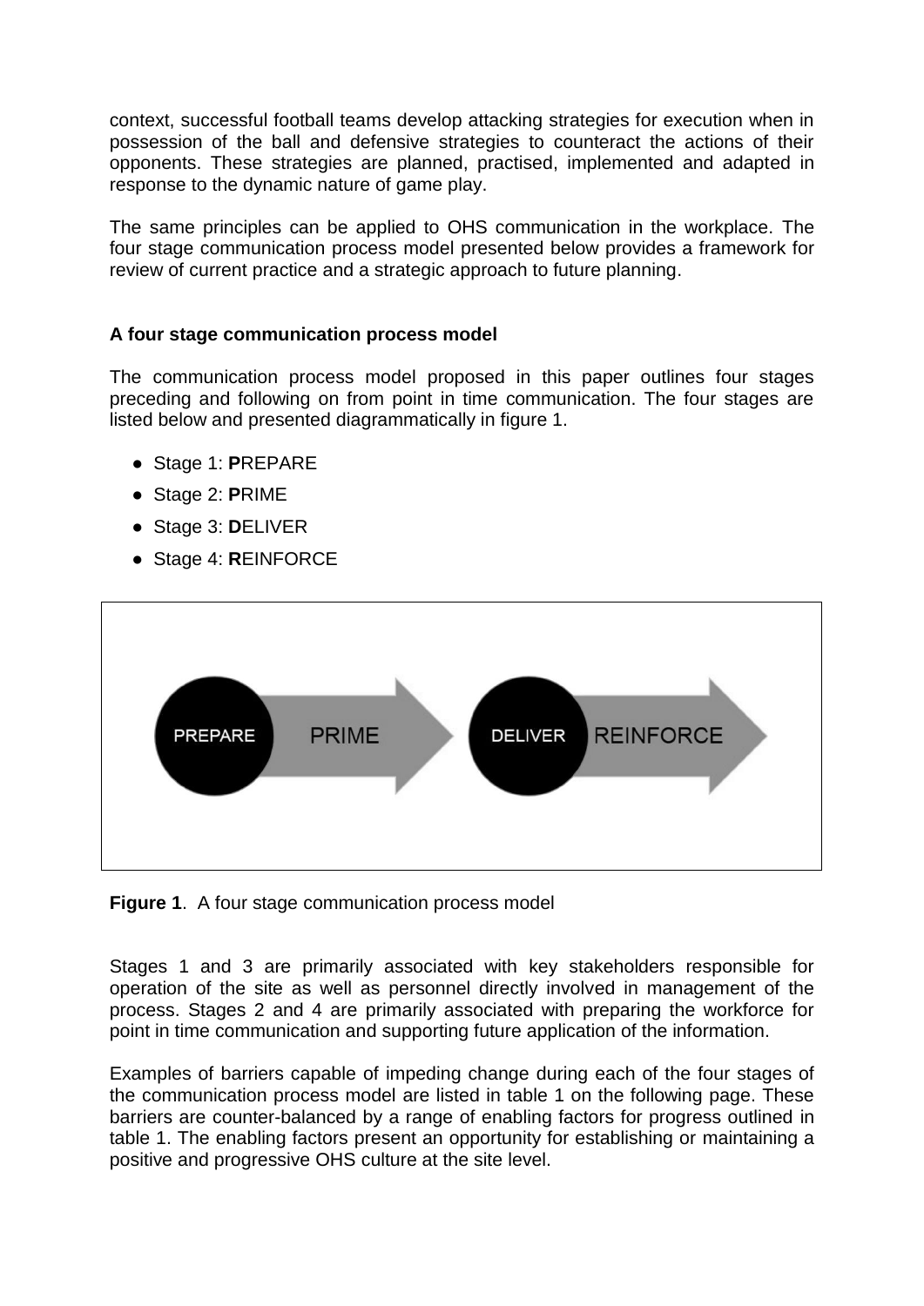context, successful football teams develop attacking strategies for execution when in possession of the ball and defensive strategies to counteract the actions of their opponents. These strategies are planned, practised, implemented and adapted in response to the dynamic nature of game play.

The same principles can be applied to OHS communication in the workplace. The four stage communication process model presented below provides a framework for review of current practice and a strategic approach to future planning.

### A four stage communication process model

The communication process model proposed in this paper outlines four stages preceding and following on from point in time communication. The four stages are listed below and presented diagrammatically in figure 1.

- Stage 1: **P**REPARE
- Stage 2: **P**RIME
- Stage 3: **D**ELIVER
- Stage 4: **R**EINFORCE

**Figure 1**. A four stage communication process model

Stages 1 and 3 are primarily associated with key stakeholders responsible for operation of the site as well as personnel directly involved in management of the process. Stages 2 and 4 are primarily associated with preparing the workforce for point in time communication and supporting future application of the information.

Examples of barriers capable of impeding change during each of the four stages of the communication process model are listed in table 1 on the following page. These barriers are counter-balanced by a range of enabling factors for progress outlined in table 1. The enabling factors present an opportunity for establishing or maintaining a positive and progressive OHS culture at the site level.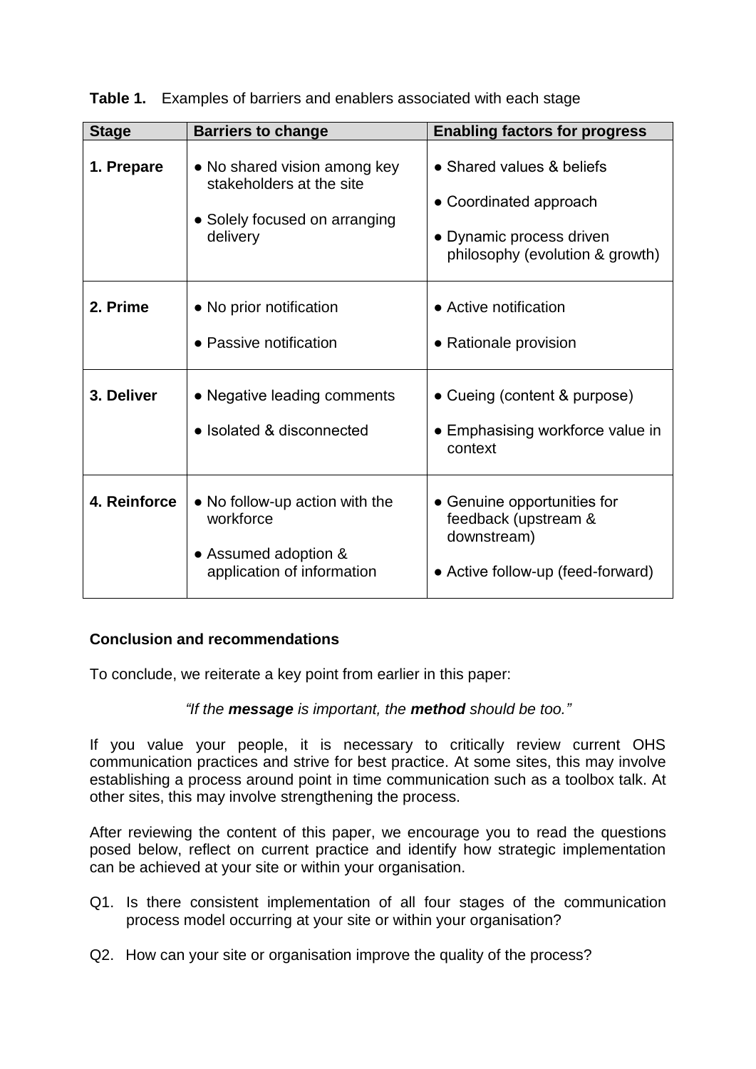**Table 1.** Examples of barriers and enablers associated with each stage

| Stage | Barriers to change | Enabling factors for progress |
|---|---|---|
| **1. Prepare** | ● No shared vision among key stakeholders at the site<br>● Solely focused on arranging delivery | ● Shared values & beliefs<br>● Coordinated approach<br>● Dynamic process driven philosophy (evolution & growth) |
| **2. Prime** | ● No prior notification<br>● Passive notification | ● Active notification<br>● Rationale provision |
| **3. Deliver** | ● Negative leading comments<br>● Isolated & disconnected | ● Cueing (content & purpose)<br>● Emphasising workforce value in context |
| **4. Reinforce** | ● No follow-up action with the workforce<br>● Assumed adoption & application of information | ● Genuine opportunities for feedback (upstream & downstream)<br>● Active follow-up (feed-forward) |

**Conclusion and recommendations**

To conclude, we reiterate a key point from earlier in this paper:

*"If the **message** is important, the **method** should be too."*

If you value your people, it is necessary to critically review current OHS communication practices and strive for best practice. At some sites, this may involve establishing a process around point in time communication such as a toolbox talk. At other sites, this may involve strengthening the process.

After reviewing the content of this paper, we encourage you to read the questions posed below, reflect on current practice and identify how strategic implementation can be achieved at your site or within your organisation.

Q1. Is there consistent implementation of all four stages of the communication process model occurring at your site or within your organisation?

Q2. How can your site or organisation improve the quality of the process?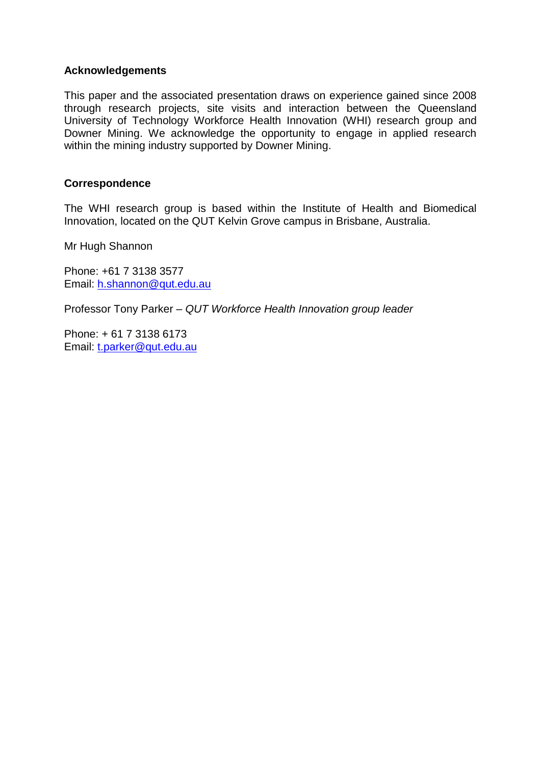## Acknowledgements

This paper and the associated presentation draws on experience gained since 2008 through research projects, site visits and interaction between the Queensland University of Technology Workforce Health Innovation (WHI) research group and Downer Mining. We acknowledge the opportunity to engage in applied research within the mining industry supported by Downer Mining.

## Correspondence

The WHI research group is based within the Institute of Health and Biomedical Innovation, located on the QUT Kelvin Grove campus in Brisbane, Australia.

Mr Hugh Shannon

Phone: +61 7 3138 3577
Email: h.shannon@qut.edu.au

Professor Tony Parker – *QUT Workforce Health Innovation group leader*

Phone: + 61 7 3138 6173
Email: t.parker@qut.edu.au